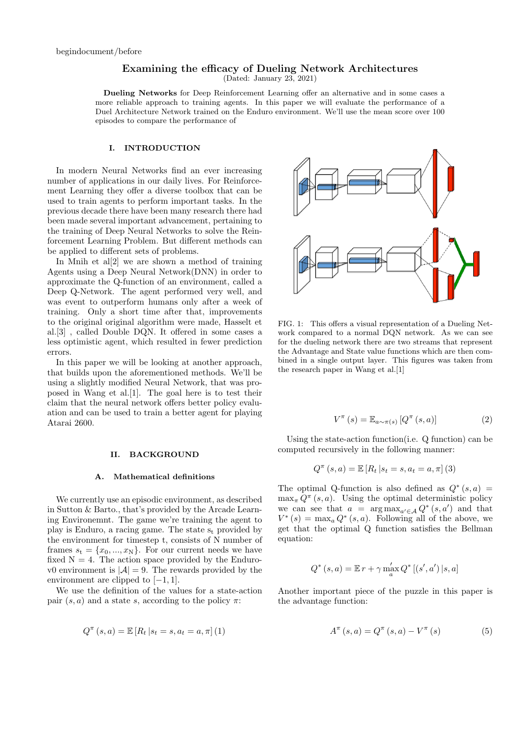begindocument/before

# Examining the efficacy of Dueling Network Architectures

(Dated: January 23, 2021)

**Dueling Networks** for Deep Reinforcement Learning offer an alternative and in some cases a more reliable approach to training agents. In this paper we will evaluate the performance of a Duel Architecture Network trained on the Enduro environment. We'll use the mean score over 100 episodes to compare the performance of

## I. INTRODUCTION

In modern Neural Networks find an ever increasing number of applications in our daily lives. For Reinforcement Learning they offer a diverse toolbox that can be used to train agents to perform important tasks. In the previous decade there have been many research there had been made several important advancement, pertaining to the training of Deep Neural Networks to solve the Reinforcement Learning Problem. But different methods can be applied to different sets of problems.

In Mnih et al[2] we are shown a method of training Agents using a Deep Neural Network(DNN) in order to approximate the Q-function of an environment, called a Deep Q-Network. The agent performed very well, and was event to outperform humans only after a week of training. Only a short time after that, improvements to the original original algorithm were made, Hasselt et al.[3] , called Double DQN. It offered in some cases a less optimistic agent, which resulted in fewer prediction errors.

In this paper we will be looking at another approach, that builds upon the aforementioned methods. We'll be using a slightly modified Neural Network, that was proposed in Wang et al.[1]. The goal here is to test their claim that the neural network offers better policy evaluation and can be used to train a better agent for playing Atarai 2600.

## II. BACKGROUND

### A. Mathematical definitions

We currently use an episodic environment, as described in Sutton & Barto., that's provided by the Arcade Learning Environemnt. The game we're training the agent to play is Enduro, a racing game. The state $s_t$ provided by the environment for timestep t, consists of N number of frames $s_t = \{x_0, ..., x_N\}$. For our current needs we have fixed N = 4. The action space provided by the Enduro-v0 environment is $|\mathcal{A}| = 9$. The rewards provided by the environment are clipped to $[-1, 1]$.

We use the definition of the values for a state-action pair $(s, a)$ and a state $s$, according to the policy $\pi$:

$$Q^{\pi}(s, a) = \mathbb{E}\left[R_t \,| s_t = s, a_t = a, \pi\right] (1)$$

FIG. 1: This offers a visual representation of a Dueling Network compared to a normal DQN network. As we can see for the dueling network there are two streams that represent the Advantage and State value functions which are then combined in a single output layer. This figures was taken from the research paper in Wang et al.[1]

$$V^{\pi}(s) = \mathbb{E}_{a \sim \pi(s)}\left[Q^{\pi}(s, a)\right] \tag{2}$$

Using the state-action function(i.e. Q function) can be computed recursively in the following manner:

$$Q^{\pi}(s, a) = \mathbb{E}\left[R_t \,| s_t = s, a_t = a, \pi\right] (3)$$

The optimal Q-function is also defined as $Q^*(s, a) = \max_{\pi} Q^{\pi}(s, a)$. Using the optimal deterministic policy we can see that $a = \arg\max_{a' \in \mathcal{A}} Q^*(s, a')$ and that $V^*(s) = \max_a Q^*(s, a)$. Following all of the above, we get that the optimal Q function satisfies the Bellman equation:

$$Q^*(s, a) = \mathbb{E}\, r + \gamma \max_a' Q^*\left[(s', a')\,| s, a\right]$$

Another important piece of the puzzle in this paper is the advantage function:

$$A^{\pi}(s, a) = Q^{\pi}(s, a) - V^{\pi}(s) \tag{5}$$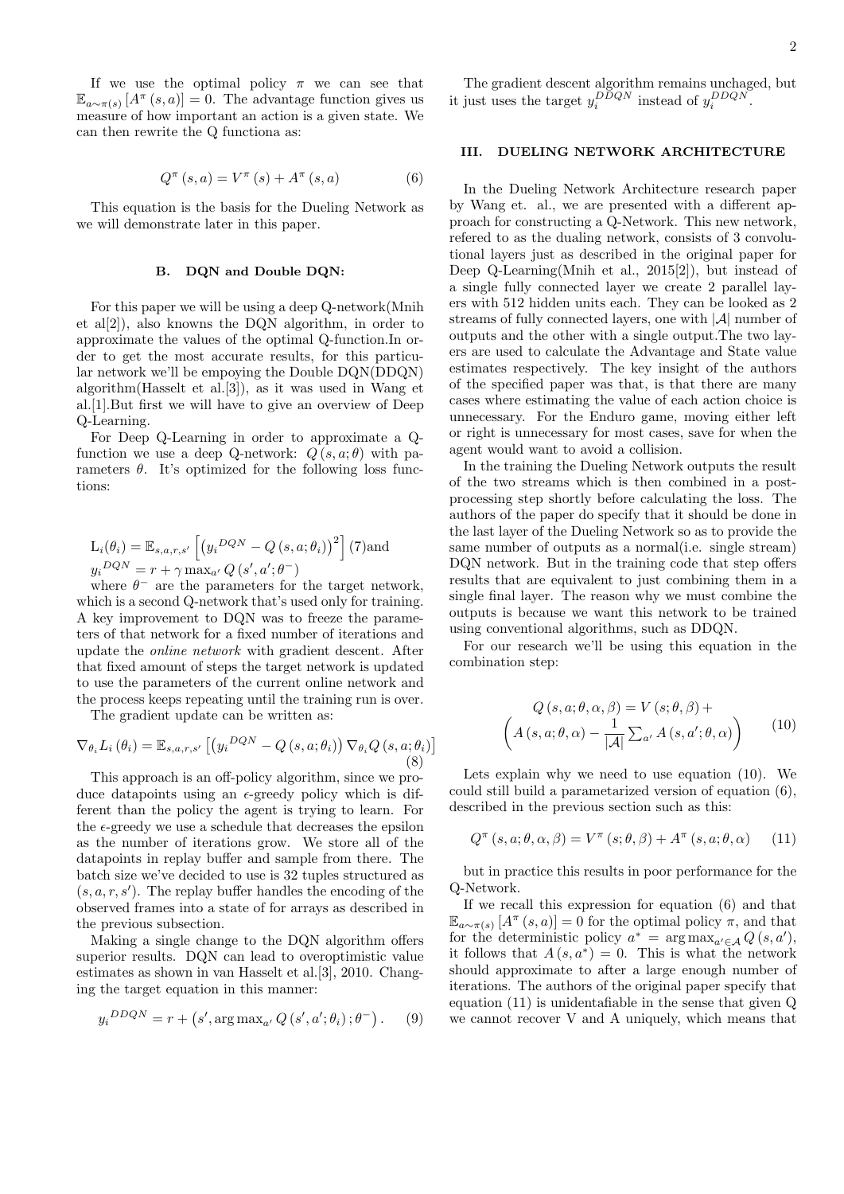If we use the optimal policy $\pi$ we can see that $\mathbb{E}_{a\sim\pi(s)}\left[A^{\pi}(s,a)\right]=0$. The advantage function gives us measure of how important an action is a given state. We can then rewrite the Q functiona as:

$$Q^{\pi}(s,a)=V^{\pi}(s)+A^{\pi}(s,a) \tag{6}$$

This equation is the basis for the Dueling Network as we will demonstrate later in this paper.

### B. DQN and Double DQN:

For this paper we will be using a deep Q-network(Mnih et al[2]), also knowns the DQN algorithm, in order to approximate the values of the optimal Q-function.In order to get the most accurate results, for this particular network we'll be empoying the Double DQN(DDQN) algorithm(Hasselt et al.[3]), as it was used in Wang et al.[1].But first we will have to give an overview of Deep Q-Learning.

For Deep Q-Learning in order to approximate a Q-function we use a deep Q-network: $Q(s,a;\theta)$ with parameters $\theta$. It's optimized for the following loss functions:

$$\mathrm{L}_i(\theta_i)=\mathbb{E}_{s,a,r,s'}\left[\left({y_i}^{DQN}-Q(s,a;\theta_i)\right)^2\right] \text{(7)and}$$
$${y_i}^{DQN}=r+\gamma\max_{a'}Q\left(s',a';\theta^{-}\right)$$

where $\theta^{-}$ are the parameters for the target network, which is a second Q-network that's used only for training. A key improvement to DQN was to freeze the parameters of that network for a fixed number of iterations and update the *online network* with gradient descent. After that fixed amount of steps the target network is updated to use the parameters of the current online network and the process keeps repeating until the training run is over.

The gradient update can be written as:

$$\nabla_{\theta_i}L_i(\theta_i)=\mathbb{E}_{s,a,r,s'}\left[\left({y_i}^{DQN}-Q(s,a;\theta_i)\right)\nabla_{\theta_i}Q(s,a;\theta_i)\right] \tag{8}$$

This approach is an off-policy algorithm, since we produce datapoints using an $\epsilon$-greedy policy which is different than the policy the agent is trying to learn. For the $\epsilon$-greedy we use a schedule that decreases the epsilon as the number of iterations grow. We store all of the datapoints in replay buffer and sample from there. The batch size we've decided to use is 32 tuples structured as $(s,a,r,s')$. The replay buffer handles the encoding of the observed frames into a state of for arrays as described in the previous subsection.

Making a single change to the DQN algorithm offers superior results. DQN can lead to overoptimistic value estimates as shown in van Hasselt et al.[3], 2010. Changing the target equation in this manner:

$${y_i}^{DDQN}=r+\left(s',\arg\max_{a'}Q\left(s',a';\theta_i\right);\theta^{-}\right). \tag{9}$$

The gradient descent algorithm remains unchaged, but it just uses the target $y_i^{DDQN}$ instead of $y_i^{DDQN}$.

## III. DUELING NETWORK ARCHITECTURE

In the Dueling Network Architecture research paper by Wang et. al., we are presented with a different approach for constructing a Q-Network. This new network, refered to as the dualing network, consists of 3 convolutional layers just as described in the original paper for Deep Q-Learning(Mnih et al., 2015[2]), but instead of a single fully connected layer we create 2 parallel layers with 512 hidden units each. They can be looked as 2 streams of fully connected layers, one with $|\mathcal{A}|$ number of outputs and the other with a single output.The two layers are used to calculate the Advantage and State value estimates respectively. The key insight of the authors of the specified paper was that, is that there are many cases where estimating the value of each action choice is unnecessary. For the Enduro game, moving either left or right is unnecessary for most cases, save for when the agent would want to avoid a collision.

In the training the Dueling Network outputs the result of the two streams which is then combined in a post-processing step shortly before calculating the loss. The authors of the paper do specify that it should be done in the last layer of the Dueling Network so as to provide the same number of outputs as a normal(i.e. single stream) DQN network. But in the training code that step offers results that are equivalent to just combining them in a single final layer. The reason why we must combine the outputs is because we want this network to be trained using conventional algorithms, such as DDQN.

For our research we'll be using this equation in the combination step:

$$Q(s,a;\theta,\alpha,\beta)=V(s;\theta,\beta)+ \left(A(s,a;\theta,\alpha)-\frac{1}{|\mathcal{A}|}\sum_{a'}A(s,a';\theta,\alpha)\right) \tag{10}$$

Lets explain why we need to use equation (10). We could still build a parametarized version of equation (6), described in the previous section such as this:

$$Q^{\pi}(s,a;\theta,\alpha,\beta)=V^{\pi}(s;\theta,\beta)+A^{\pi}(s,a;\theta,\alpha) \tag{11}$$

but in practice this results in poor performance for the Q-Network.

If we recall this expression for equation (6) and that $\mathbb{E}_{a\sim\pi(s)}\left[A^{\pi}(s,a)\right]=0$ for the optimal policy $\pi$, and that for the deterministic policy $a^{*}=\arg\max_{a'\in\mathcal{A}}Q(s,a')$, it follows that $A(s,a^{*})=0$. This is what the network should approximate to after a large enough number of iterations. The authors of the original paper specify that equation (11) is unidentafiable in the sense that given Q we cannot recover V and A uniquely, which means that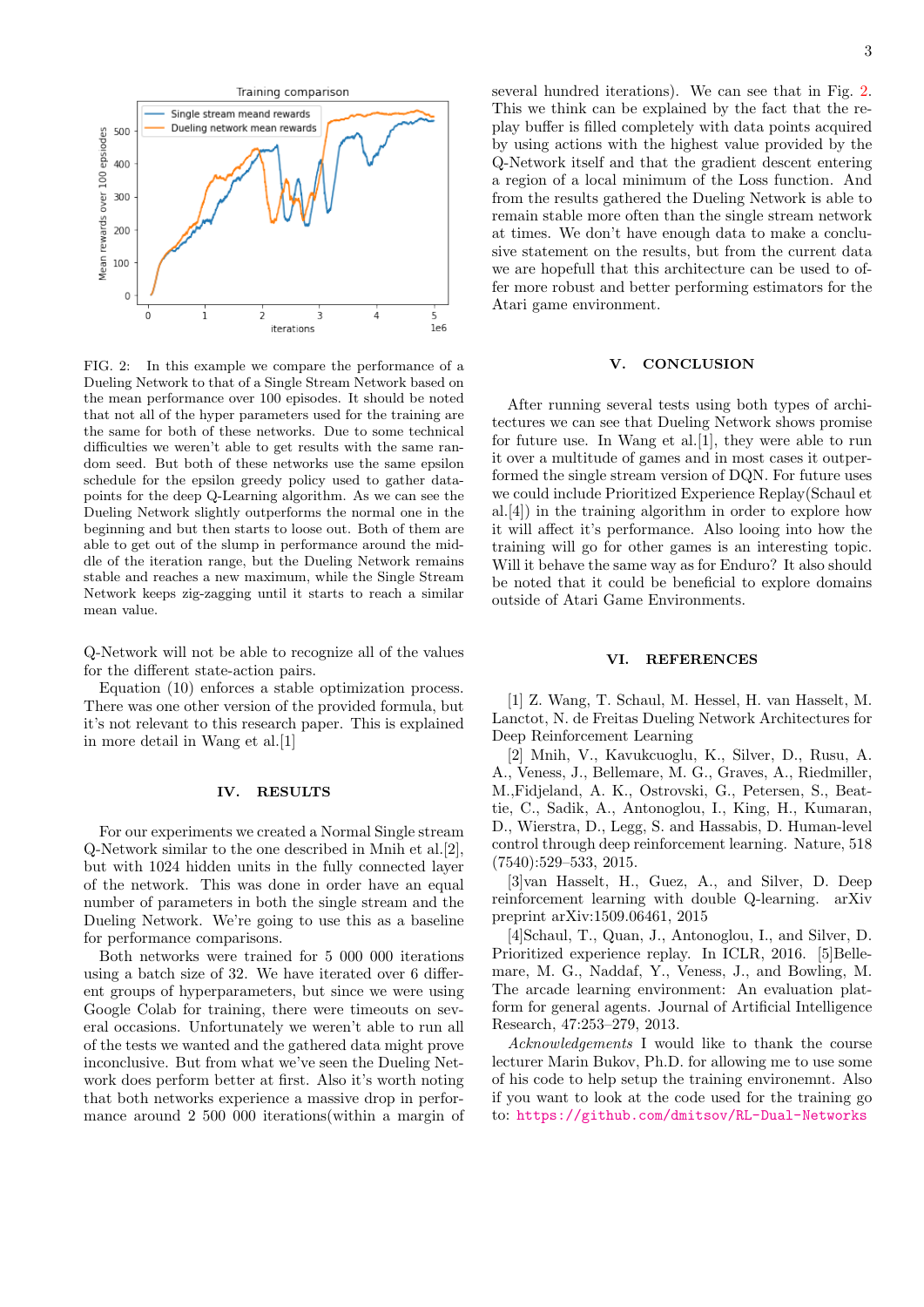Training comparison

Single stream meand rewards

Dueling network mean rewards

Mean rewards over 100 epsiodes

0 100 200 300 400 500

0 1 2 3 4 5

iterations

1e6

FIG. 2: In this example we compare the performance of a Dueling Network to that of a Single Stream Network based on the mean performance over 100 episodes. It should be noted that not all of the hyper parameters used for the training are the same for both of these networks. Due to some technical difficulties we weren't able to get results with the same random seed. But both of these networks use the same epsilon schedule for the epsilon greedy policy used to gather datapoints for the deep Q-Learning algorithm. As we can see the Dueling Network slightly outperforms the normal one in the beginning and but then starts to loose out. Both of them are able to get out of the slump in performance around the middle of the iteration range, but the Dueling Network remains stable and reaches a new maximum, while the Single Stream Network keeps zig-zagging until it starts to reach a similar mean value.

Q-Network will not be able to recognize all of the values for the different state-action pairs.

Equation (10) enforces a stable optimization process. There was one other version of the provided formula, but it's not relevant to this research paper. This is explained in more detail in Wang et al.[1]

## IV. RESULTS

For our experiments we created a Normal Single stream Q-Network similar to the one described in Mnih et al.[2], but with 1024 hidden units in the fully connected layer of the network. This was done in order have an equal number of parameters in both the single stream and the Dueling Network. We're going to use this as a baseline for performance comparisons.

Both networks were trained for 5 000 000 iterations using a batch size of 32. We have iterated over 6 different groups of hyperparameters, but since we were using Google Colab for training, there were timeouts on several occasions. Unfortunately we weren't able to run all of the tests we wanted and the gathered data might prove inconclusive. But from what we've seen the Dueling Network does perform better at first. Also it's worth noting that both networks experience a massive drop in performance around 2 500 000 iterations(within a margin of several hundred iterations). We can see that in Fig. 2. This we think can be explained by the fact that the replay buffer is filled completely with data points acquired by using actions with the highest value provided by the Q-Network itself and that the gradient descent entering a region of a local minimum of the Loss function. And from the results gathered the Dueling Network is able to remain stable more often than the single stream network at times. We don't have enough data to make a conclusive statement on the results, but from the current data we are hopefull that this architecture can be used to offer more robust and better performing estimators for the Atari game environment.

## V. CONCLUSION

After running several tests using both types of architectures we can see that Dueling Network shows promise for future use. In Wang et al.[1], they were able to run it over a multitude of games and in most cases it outperformed the single stream version of DQN. For future uses we could include Prioritized Experience Replay(Schaul et al.[4]) in the training algorithm in order to explore how it will affect it's performance. Also looing into how the training will go for other games is an interesting topic. Will it behave the same way as for Enduro? It also should be noted that it could be beneficial to explore domains outside of Atari Game Environments.

## VI. REFERENCES

[1] Z. Wang, T. Schaul, M. Hessel, H. van Hasselt, M. Lanctot, N. de Freitas Dueling Network Architectures for Deep Reinforcement Learning

[2] Mnih, V., Kavukcuoglu, K., Silver, D., Rusu, A. A., Veness, J., Bellemare, M. G., Graves, A., Riedmiller, M.,Fidjeland, A. K., Ostrovski, G., Petersen, S., Beattie, C., Sadik, A., Antonoglou, I., King, H., Kumaran, D., Wierstra, D., Legg, S. and Hassabis, D. Human-level control through deep reinforcement learning. Nature, 518 (7540):529–533, 2015.

[3]van Hasselt, H., Guez, A., and Silver, D. Deep reinforcement learning with double Q-learning. arXiv preprint arXiv:1509.06461, 2015

[4]Schaul, T., Quan, J., Antonoglou, I., and Silver, D. Prioritized experience replay. In ICLR, 2016. [5]Bellemare, M. G., Naddaf, Y., Veness, J., and Bowling, M. The arcade learning environment: An evaluation platform for general agents. Journal of Artificial Intelligence Research, 47:253–279, 2013.

*Acknowledgements* I would like to thank the course lecturer Marin Bukov, Ph.D. for allowing me to use some of his code to help setup the training environemnt. Also if you want to look at the code used for the training go to: https://github.com/dmitsov/RL-Dual-Networks